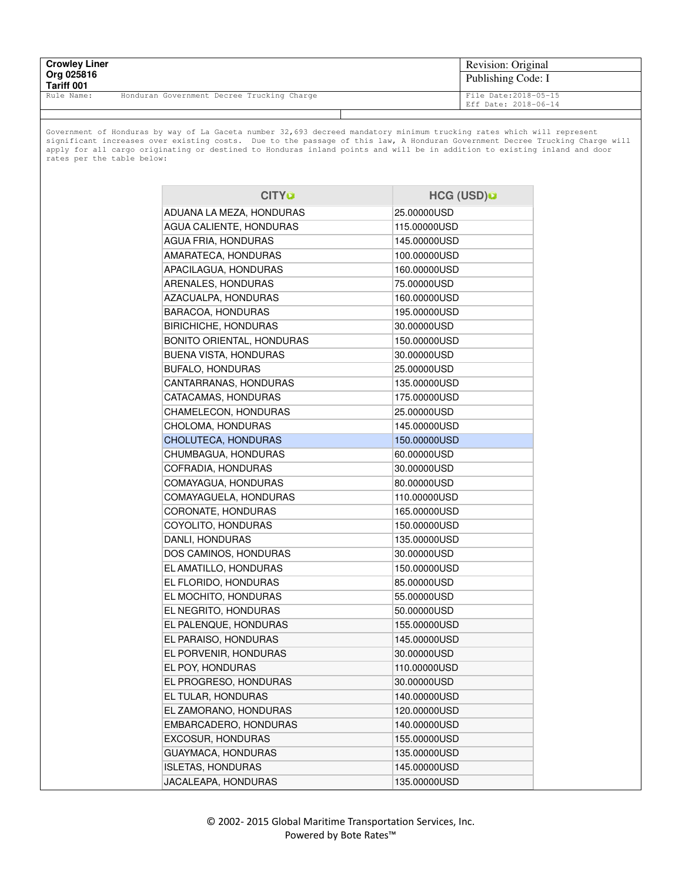| Crowley Liner<br>Org 025816<br>Tariff 001 | Revision: Original<br>Publishing Code: I |
|---|---|
| Rule Name: Honduran Government Decree Trucking Charge | File Date:2018-05-15<br>Eff Date: 2018-06-14 |

Government of Honduras by way of La Gaceta number 32,693 decreed mandatory minimum trucking rates which will represent significant increases over existing costs. Due to the passage of this law, A Honduran Government Decree Trucking Charge will apply for all cargo originating or destined to Honduras inland points and will be in addition to existing inland and door rates per the table below:

| CITY | HCG (USD) |
|---|---|
| ADUANA LA MEZA, HONDURAS | 25.00000USD |
| AGUA CALIENTE, HONDURAS | 115.00000USD |
| AGUA FRIA, HONDURAS | 145.00000USD |
| AMARATECA, HONDURAS | 100.00000USD |
| APACILAGUA, HONDURAS | 160.00000USD |
| ARENALES, HONDURAS | 75.00000USD |
| AZACUALPA, HONDURAS | 160.00000USD |
| BARACOA, HONDURAS | 195.00000USD |
| BIRICHICHE, HONDURAS | 30.00000USD |
| BONITO ORIENTAL, HONDURAS | 150.00000USD |
| BUENA VISTA, HONDURAS | 30.00000USD |
| BUFALO, HONDURAS | 25.00000USD |
| CANTARRANAS, HONDURAS | 135.00000USD |
| CATACAMAS, HONDURAS | 175.00000USD |
| CHAMELECON, HONDURAS | 25.00000USD |
| CHOLOMA, HONDURAS | 145.00000USD |
| CHOLUTECA, HONDURAS | 150.00000USD |
| CHUMBAGUA, HONDURAS | 60.00000USD |
| COFRADIA, HONDURAS | 30.00000USD |
| COMAYAGUA, HONDURAS | 80.00000USD |
| COMAYAGUELA, HONDURAS | 110.00000USD |
| CORONATE, HONDURAS | 165.00000USD |
| COYOLITO, HONDURAS | 150.00000USD |
| DANLI, HONDURAS | 135.00000USD |
| DOS CAMINOS, HONDURAS | 30.00000USD |
| EL AMATILLO, HONDURAS | 150.00000USD |
| EL FLORIDO, HONDURAS | 85.00000USD |
| EL MOCHITO, HONDURAS | 55.00000USD |
| EL NEGRITO, HONDURAS | 50.00000USD |
| EL PALENQUE, HONDURAS | 155.00000USD |
| EL PARAISO, HONDURAS | 145.00000USD |
| EL PORVENIR, HONDURAS | 30.00000USD |
| EL POY, HONDURAS | 110.00000USD |
| EL PROGRESO, HONDURAS | 30.00000USD |
| EL TULAR, HONDURAS | 140.00000USD |
| EL ZAMORANO, HONDURAS | 120.00000USD |
| EMBARCADERO, HONDURAS | 140.00000USD |
| EXCOSUR, HONDURAS | 155.00000USD |
| GUAYMACA, HONDURAS | 135.00000USD |
| ISLETAS, HONDURAS | 145.00000USD |
| JACALEAPA, HONDURAS | 135.00000USD |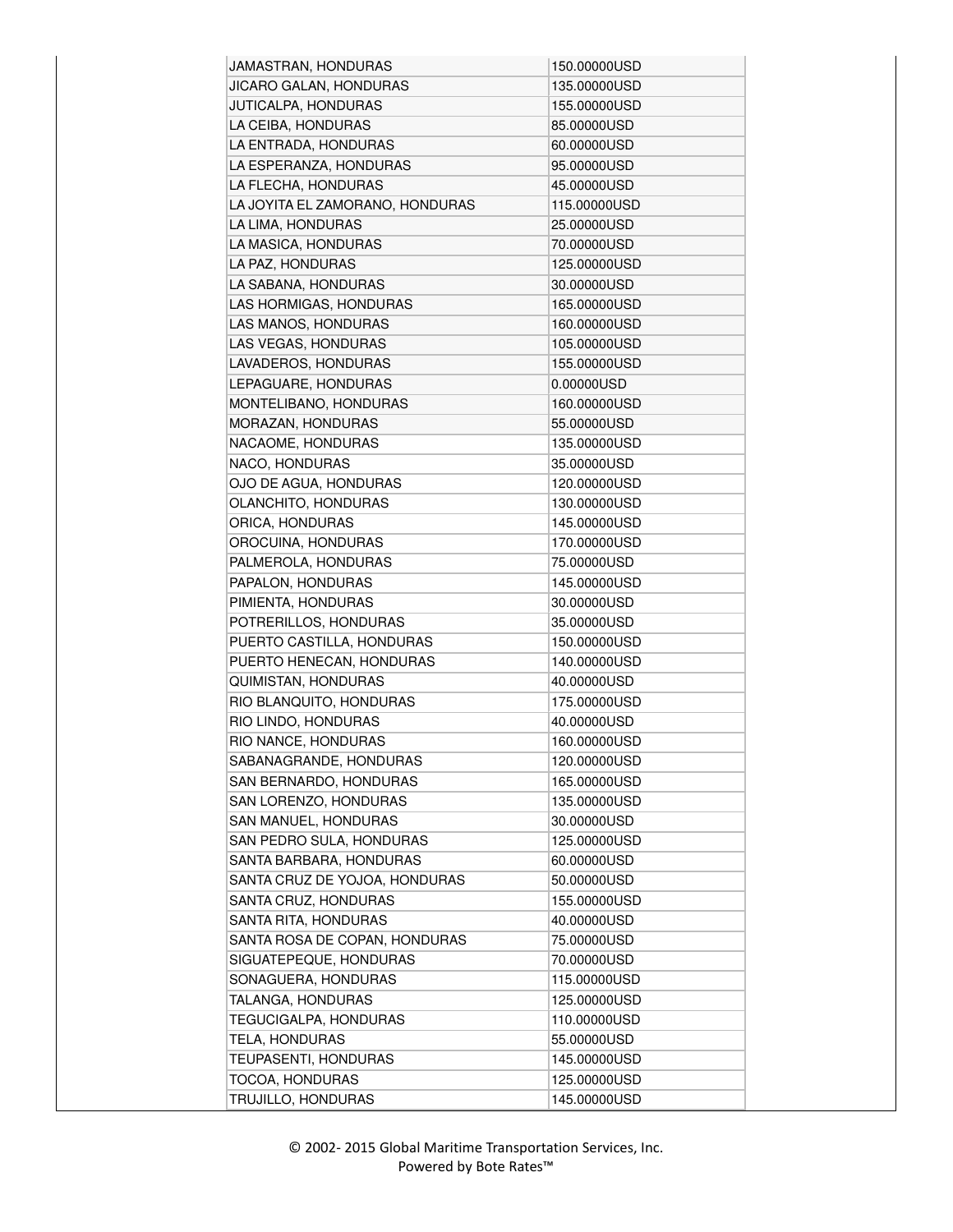| JAMASTRAN, HONDURAS | 150.00000USD |
| --- | --- |
| JICARO GALAN, HONDURAS | 135.00000USD |
| JUTICALPA, HONDURAS | 155.00000USD |
| LA CEIBA, HONDURAS | 85.00000USD |
| LA ENTRADA, HONDURAS | 60.00000USD |
| LA ESPERANZA, HONDURAS | 95.00000USD |
| LA FLECHA, HONDURAS | 45.00000USD |
| LA JOYITA EL ZAMORANO, HONDURAS | 115.00000USD |
| LA LIMA, HONDURAS | 25.00000USD |
| LA MASICA, HONDURAS | 70.00000USD |
| LA PAZ, HONDURAS | 125.00000USD |
| LA SABANA, HONDURAS | 30.00000USD |
| LAS HORMIGAS, HONDURAS | 165.00000USD |
| LAS MANOS, HONDURAS | 160.00000USD |
| LAS VEGAS, HONDURAS | 105.00000USD |
| LAVADEROS, HONDURAS | 155.00000USD |
| LEPAGUARE, HONDURAS | 0.00000USD |
| MONTELIBANO, HONDURAS | 160.00000USD |
| MORAZAN, HONDURAS | 55.00000USD |
| NACAOME, HONDURAS | 135.00000USD |
| NACO, HONDURAS | 35.00000USD |
| OJO DE AGUA, HONDURAS | 120.00000USD |
| OLANCHITO, HONDURAS | 130.00000USD |
| ORICA, HONDURAS | 145.00000USD |
| OROCUINA, HONDURAS | 170.00000USD |
| PALMEROLA, HONDURAS | 75.00000USD |
| PAPALON, HONDURAS | 145.00000USD |
| PIMIENTA, HONDURAS | 30.00000USD |
| POTRERILLOS, HONDURAS | 35.00000USD |
| PUERTO CASTILLA, HONDURAS | 150.00000USD |
| PUERTO HENECAN, HONDURAS | 140.00000USD |
| QUIMISTAN, HONDURAS | 40.00000USD |
| RIO BLANQUITO, HONDURAS | 175.00000USD |
| RIO LINDO, HONDURAS | 40.00000USD |
| RIO NANCE, HONDURAS | 160.00000USD |
| SABANAGRANDE, HONDURAS | 120.00000USD |
| SAN BERNARDO, HONDURAS | 165.00000USD |
| SAN LORENZO, HONDURAS | 135.00000USD |
| SAN MANUEL, HONDURAS | 30.00000USD |
| SAN PEDRO SULA, HONDURAS | 125.00000USD |
| SANTA BARBARA, HONDURAS | 60.00000USD |
| SANTA CRUZ DE YOJOA, HONDURAS | 50.00000USD |
| SANTA CRUZ, HONDURAS | 155.00000USD |
| SANTA RITA, HONDURAS | 40.00000USD |
| SANTA ROSA DE COPAN, HONDURAS | 75.00000USD |
| SIGUATEPEQUE, HONDURAS | 70.00000USD |
| SONAGUERA, HONDURAS | 115.00000USD |
| TALANGA, HONDURAS | 125.00000USD |
| TEGUCIGALPA, HONDURAS | 110.00000USD |
| TELA, HONDURAS | 55.00000USD |
| TEUPASENTI, HONDURAS | 145.00000USD |
| TOCOA, HONDURAS | 125.00000USD |
| TRUJILLO, HONDURAS | 145.00000USD |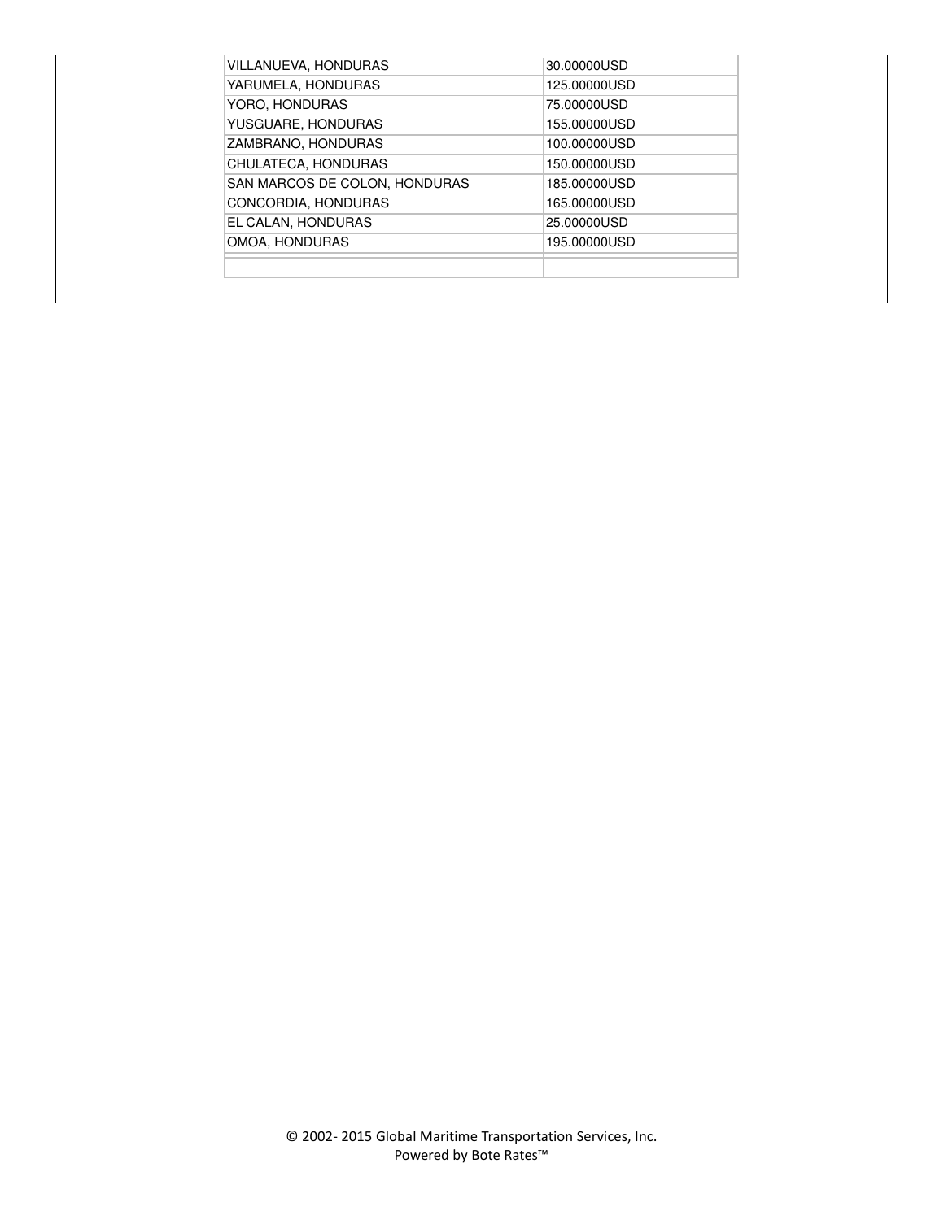| | |
|---|---|
| VILLANUEVA, HONDURAS | 30.00000USD |
| YARUMELA, HONDURAS | 125.00000USD |
| YORO, HONDURAS | 75.00000USD |
| YUSGUARE, HONDURAS | 155.00000USD |
| ZAMBRANO, HONDURAS | 100.00000USD |
| CHULATECA, HONDURAS | 150.00000USD |
| SAN MARCOS DE COLON, HONDURAS | 185.00000USD |
| CONCORDIA, HONDURAS | 165.00000USD |
| EL CALAN, HONDURAS | 25.00000USD |
| OMOA, HONDURAS | 195.00000USD |
| | |
| | |

© 2002- 2015 Global Maritime Transportation Services, Inc.
Powered by Bote Rates™